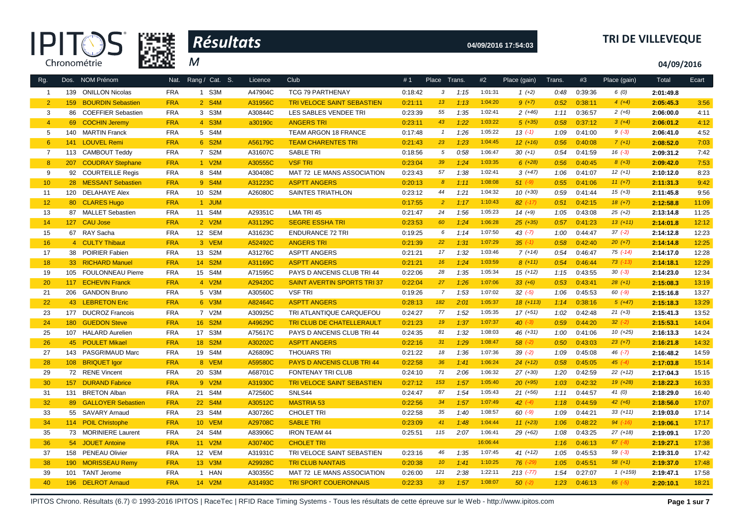# Résultats

M

04/09/2016 17:54:03

**TRI DE VILLEVEQUE**

**04/09/2016**

| Rg. | Dos. | NOM Prénom | Nat. | Rang / Cat. S. | Licence | Club | #1 | Place | Trans. | #2 | Place (gain) | Trans. | #3 | Place (gain) | Total | Ecart |
|---|---|---|---|---|---|---|---|---|---|---|---|---|---|---|---|---|
| 1 | 139 | ONILLON Nicolas | FRA | 1 S3M | A47904C | TCG 79 PARTHENAY | 0:18:42 | 3 | 1:15 | 1:01:31 | 1 (+2) | 0:48 | 0:39:36 | 6 (0) | 2:01:49.8 | |
| 2 | 159 | BOURDIN Sebastien | FRA | 2 S4M | A31956C | TRI VELOCE SAINT SEBASTIEN | 0:21:11 | 13 | 1:13 | 1:04:20 | 9 (+7) | 0:52 | 0:38:11 | 4 (+4) | 2:05:45.3 | 3:56 |
| 3 | 86 | COEFFIER Sebastien | FRA | 3 S3M | A30844C | LES SABLES VENDEE TRI | 0:23:39 | 55 | 1:35 | 1:02:41 | 2 (+46) | 1:11 | 0:36:57 | 2 (+6) | 2:06:00.0 | 4:11 |
| 4 | 69 | COCHIN Jeremy | FRA | 4 S3M | a30190c | ANGERS TRI | 0:23:11 | 43 | 1:22 | 1:03:22 | 5 (+35) | 0:58 | 0:37:12 | 3 (+4) | 2:06:01.2 | 4:12 |
| 5 | 140 | MARTIN Franck | FRA | 5 S4M | | TEAM ARGON 18 FRANCE | 0:17:48 | 1 | 1:26 | 1:05:22 | 13 (-1) | 1:09 | 0:41:00 | 9 (-3) | 2:06:41.0 | 4:52 |
| 6 | 141 | LOUVEL Remi | FRA | 6 S2M | A56179C | TEAM CHARENTES TRI | 0:21:43 | 23 | 1:23 | 1:04:45 | 12 (+16) | 0:56 | 0:40:08 | 7 (+1) | 2:08:52.0 | 7:03 |
| 7 | 113 | CAMBOUT Teddy | FRA | 7 S2M | A31607C | SABLE TRI | 0:18:56 | 5 | 0:58 | 1:06:47 | 30 (+1) | 0:54 | 0:41:59 | 16 (-3) | 2:09:31.2 | 7:42 |
| 8 | 207 | COUDRAY Stephane | FRA | 1 V2M | A30555C | VSF TRI | 0:23:04 | 39 | 1:24 | 1:03:35 | 6 (+28) | 0:56 | 0:40:45 | 8 (+3) | 2:09:42.0 | 7:53 |
| 9 | 92 | COURTEILLE Regis | FRA | 8 S4M | A30408C | MAT 72 LE MANS ASSOCIATION | 0:23:43 | 57 | 1:38 | 1:02:41 | 3 (+47) | 1:06 | 0:41:07 | 12 (+1) | 2:10:12.0 | 8:23 |
| 10 | 28 | MESSANT Sebastien | FRA | 9 S4M | A31223C | ASPTT ANGERS | 0:20:13 | 8 | 1:11 | 1:08:08 | 51 (-9) | 0:55 | 0:41:06 | 11 (+7) | 2:11:31.3 | 9:42 |
| 11 | 120 | DELAHAYE Alex | FRA | 10 S2M | A26080C | SAINTES TRIATHLON | 0:23:12 | 44 | 1:21 | 1:04:32 | 10 (+30) | 0:59 | 0:41:44 | 15 (+3) | 2:11:45.8 | 9:56 |
| 12 | 80 | CLARES Hugo | FRA | 1 JUM | | | 0:17:55 | 2 | 1:17 | 1:10:43 | 82 (-17) | 0:51 | 0:42:15 | 18 (+7) | 2:12:58.8 | 11:09 |
| 13 | 87 | MALLET Sebastien | FRA | 11 S4M | A29351C | LMA TRI 45 | 0:21:47 | 24 | 1:56 | 1:05:23 | 14 (+9) | 1:05 | 0:43:08 | 25 (+2) | 2:13:14.8 | 11:25 |
| 14 | 127 | CAU Jose | FRA | 2 V2M | A31129C | SEGRE ESSHA TRI | 0:23:53 | 60 | 1:24 | 1:06:28 | 25 (+35) | 0:57 | 0:41:23 | 13 (+11) | 2:14:01.8 | 12:12 |
| 15 | 67 | RAY Sacha | FRA | 12 SEM | A31623C | ENDURANCE 72 TRI | 0:19:25 | 6 | 1:14 | 1:07:50 | 43 (-7) | 1:00 | 0:44:47 | 37 (-2) | 2:14:12.8 | 12:23 |
| 16 | 4 | CULTY Thibaut | FRA | 3 VEM | A52492C | ANGERS TRI | 0:21:39 | 22 | 1:31 | 1:07:29 | 35 (-1) | 0:58 | 0:42:40 | 20 (+7) | 2:14:14.8 | 12:25 |
| 17 | 38 | POIRIER Fabien | FRA | 13 S2M | A31276C | ASPTT ANGERS | 0:21:21 | 17 | 1:32 | 1:03:46 | 7 (+14) | 0:54 | 0:46:47 | 75 (-14) | 2:14:17.0 | 12:28 |
| 18 | 33 | RICHARD Manuel | FRA | 14 S2M | A31169C | ASPTT ANGERS | 0:21:21 | 16 | 1:24 | 1:03:59 | 8 (+11) | 0:54 | 0:46:44 | 73 (-13) | 2:14:18.1 | 12:29 |
| 19 | 105 | FOULONNEAU Pierre | FRA | 15 S4M | A71595C | PAYS D ANCENIS CLUB TRI 44 | 0:22:06 | 28 | 1:35 | 1:05:34 | 15 (+12) | 1:15 | 0:43:55 | 30 (-3) | 2:14:23.0 | 12:34 |
| 20 | 117 | ECHEVIN Franck | FRA | 4 V2M | A29420C | SAINT AVERTIN SPORTS TRI 37 | 0:22:04 | 27 | 1:26 | 1:07:06 | 33 (+6) | 0:53 | 0:43:41 | 28 (+1) | 2:15:08.3 | 13:19 |
| 21 | 206 | GANDON Bruno | FRA | 5 V3M | A30560C | VSF TRI | 0:19:26 | 7 | 1:53 | 1:07:02 | 32 (-5) | 1:06 | 0:45:53 | 60 (-9) | 2:15:16.8 | 13:27 |
| 22 | 43 | LEBRETON Eric | FRA | 6 V3M | A82464C | ASPTT ANGERS | 0:28:13 | 182 | 2:01 | 1:05:37 | 18 (+113) | 1:14 | 0:38:16 | 5 (+47) | 2:15:18.3 | 13:29 |
| 23 | 177 | DUCROZ Francois | FRA | 7 V2M | A30925C | TRI ATLANTIQUE CARQUEFOU | 0:24:27 | 77 | 1:52 | 1:05:35 | 17 (+51) | 1:02 | 0:42:48 | 21 (+3) | 2:15:41.3 | 13:52 |
| 24 | 180 | GUEDON Steve | FRA | 16 S2M | A49629C | TRI CLUB DE CHATELLERAULT | 0:21:23 | 19 | 1:37 | 1:07:37 | 40 (-3) | 0:59 | 0:44:20 | 32 (-2) | 2:15:53.1 | 14:04 |
| 25 | 107 | HALARD Aurelien | FRA | 17 S3M | A75617C | PAYS D ANCENIS CLUB TRI 44 | 0:24:35 | 81 | 1:32 | 1:08:03 | 46 (+31) | 1:00 | 0:41:06 | 10 (+25) | 2:16:13.3 | 14:24 |
| 26 | 45 | POULET Mikael | FRA | 18 S2M | A30202C | ASPTT ANGERS | 0:22:16 | 31 | 1:29 | 1:08:47 | 58 (-2) | 0:50 | 0:43:03 | 23 (+7) | 2:16:21.8 | 14:32 |
| 27 | 143 | PASGRIMAUD Marc | FRA | 19 S4M | A26809C | THOUARS TRI | 0:21:22 | 18 | 1:36 | 1:07:36 | 39 (-2) | 1:09 | 0:45:08 | 46 (-7) | 2:16:48.2 | 14:59 |
| 28 | 108 | BRIQUET Igor | FRA | 8 VEM | A59580C | PAYS D ANCENIS CLUB TRI 44 | 0:22:58 | 36 | 1:41 | 1:06:24 | 24 (+12) | 0:58 | 0:45:05 | 45 (-4) | 2:17:03.8 | 15:14 |
| 29 | 72 | RENE Vincent | FRA | 20 S3M | A68701C | FONTENAY TRI CLUB | 0:24:10 | 71 | 2:06 | 1:06:32 | 27 (+30) | 1:20 | 0:42:59 | 22 (+12) | 2:17:04.3 | 15:15 |
| 30 | 157 | DURAND Fabrice | FRA | 9 V2M | A31930C | TRI VELOCE SAINT SEBASTIEN | 0:27:12 | 153 | 1:57 | 1:05:40 | 20 (+95) | 1:03 | 0:42:32 | 19 (+28) | 2:18:22.3 | 16:33 |
| 31 | 131 | BRETON Alban | FRA | 21 S4M | A72560C | SNLS44 | 0:24:47 | 87 | 1:54 | 1:05:43 | 21 (+56) | 1:11 | 0:44:57 | 41 (0) | 2:18:29.0 | 16:40 |
| 32 | 89 | GALLOYER Sebastien | FRA | 22 S4M | A30512C | MASTRIA 53 | 0:22:56 | 34 | 1:57 | 1:07:49 | 42 (-4) | 1:18 | 0:44:59 | 42 (+6) | 2:18:56.0 | 17:07 |
| 33 | 55 | SAVARY Arnaud | FRA | 23 S4M | A30726C | CHOLET TRI | 0:22:58 | 35 | 1:40 | 1:08:57 | 60 (-9) | 1:09 | 0:44:21 | 33 (+11) | 2:19:03.0 | 17:14 |
| 34 | 114 | POIL Christophe | FRA | 10 VEM | A29708C | SABLE TRI | 0:23:09 | 41 | 1:48 | 1:04:44 | 11 (+23) | 1:06 | 0:48:22 | 94 (-16) | 2:19:06.1 | 17:17 |
| 35 | 73 | MORINIERE Laurent | FRA | 24 S4M | A83906C | IRON TEAM 44 | 0:25:51 | 115 | 2:07 | 1:06:41 | 29 (+62) | 1:08 | 0:43:25 | 27 (+18) | 2:19:09.1 | 17:20 |
| 36 | 54 | JOUET Antoine | FRA | 11 V2M | A30740C | CHOLET TRI | | | | 16:06:44 | | 1:16 | 0:46:13 | 67 (-8) | 2:19:27.1 | 17:38 |
| 37 | 158 | PENEAU Olivier | FRA | 12 VEM | A31931C | TRI VELOCE SAINT SEBASTIEN | 0:23:16 | 46 | 1:35 | 1:07:45 | 41 (+12) | 1:05 | 0:45:53 | 59 (-3) | 2:19:31.0 | 17:42 |
| 38 | 190 | MORISSEAU Remy | FRA | 13 V3M | A29928C | TRI CLUB NANTAIS | 0:20:38 | 10 | 1:41 | 1:10:25 | 76 (-29) | 1:05 | 0:45:51 | 58 (+1) | 2:19:37.0 | 17:48 |
| 39 | 101 | TANT Jerome | FRA | 1 HAN | A30355C | MAT 72 LE MANS ASSOCIATION | 0:26:00 | 121 | 2:38 | 1:22:11 | 213 (-77) | 1:54 | 0:27:07 | 1 (+159) | 2:19:47.1 | 17:58 |
| 40 | 196 | DELROT Arnaud | FRA | 14 V2M | A31493C | TRI SPORT COUERONNAIS | 0:22:33 | 33 | 1:57 | 1:08:07 | 50 (-2) | 1:23 | 0:46:13 | 65 (-5) | 2:20:10.1 | 18:21 |

IPITOS Chrono. Résultats (6.7) © 1993-2016 IPITOS | RaceTec | RFID Race Timing Systems - Tous les résultats de cette épreuve sur le Web - http://www.ipitos.com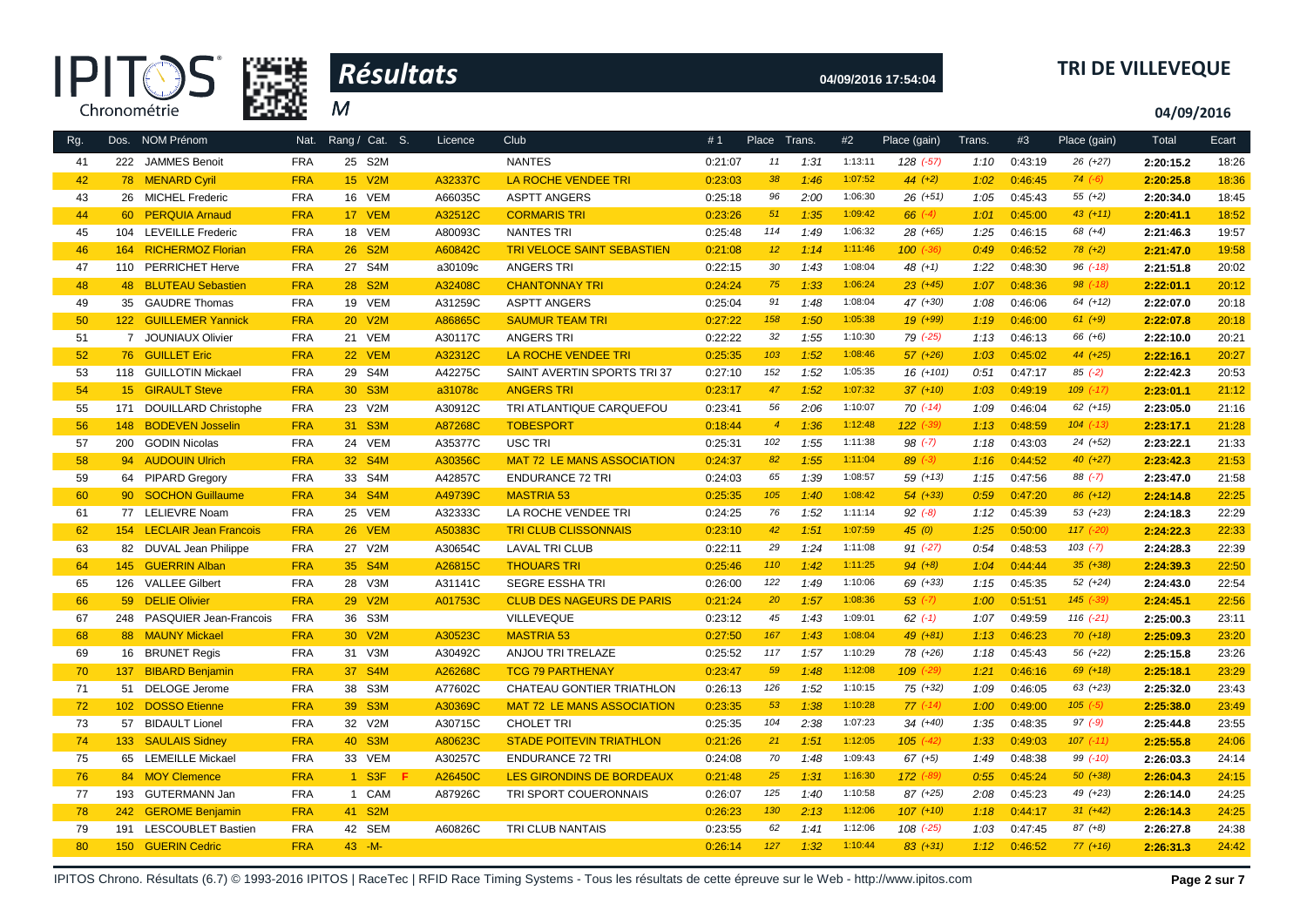# Résultats

**TRI DE VILLEVEQUE**

M

04/09/2016 17:54:04

04/09/2016

| Rg. | Dos. | NOM Prénom | Nat. | Rang / Cat. | S. | Licence | Club | #1 | Place | Trans. | #2 | Place (gain) | Trans. | #3 | Place (gain) | Total | Ecart |
|---|---|---|---|---|---|---|---|---|---|---|---|---|---|---|---|---|---|
| 41 | 222 | JAMMES Benoit | FRA | 25 S2M | | | NANTES | 0:21:07 | 11 | 1:31 | 1:13:11 | 128 (-57) | 1:10 | 0:43:19 | 26 (+27) | 2:20:15.2 | 18:26 |
| 42 | 78 | MENARD Cyril | FRA | 15 V2M | | A32337C | LA ROCHE VENDEE TRI | 0:23:03 | 38 | 1:46 | 1:07:52 | 44 (+2) | 1:02 | 0:46:45 | 74 (-6) | 2:20:25.8 | 18:36 |
| 43 | 26 | MICHEL Frederic | FRA | 16 VEM | | A66035C | ASPTT ANGERS | 0:25:18 | 96 | 2:00 | 1:06:30 | 26 (+51) | 1:05 | 0:45:43 | 55 (+2) | 2:20:34.0 | 18:45 |
| 44 | 60 | PERQUIA Arnaud | FRA | 17 VEM | | A32512C | CORMARIS TRI | 0:23:26 | 51 | 1:35 | 1:09:42 | 66 (-4) | 1:01 | 0:45:00 | 43 (+11) | 2:20:41.1 | 18:52 |
| 45 | 104 | LEVEILLE Frederic | FRA | 18 VEM | | A80093C | NANTES TRI | 0:25:48 | 114 | 1:49 | 1:06:32 | 28 (+65) | 1:25 | 0:46:15 | 68 (+4) | 2:21:46.3 | 19:57 |
| 46 | 164 | RICHERMOZ Florian | FRA | 26 S2M | | A60842C | TRI VELOCE SAINT SEBASTIEN | 0:21:08 | 12 | 1:14 | 1:11:46 | 100 (-36) | 0:49 | 0:46:52 | 78 (+2) | 2:21:47.0 | 19:58 |
| 47 | 110 | PERRICHET Herve | FRA | 27 S4M | | a30109c | ANGERS TRI | 0:22:15 | 30 | 1:43 | 1:08:04 | 48 (+1) | 1:22 | 0:48:30 | 96 (-18) | 2:21:51.8 | 20:02 |
| 48 | 48 | BLUTEAU Sebastien | FRA | 28 S2M | | A32408C | CHANTONNAY TRI | 0:24:24 | 75 | 1:33 | 1:06:24 | 23 (+45) | 1:07 | 0:48:36 | 98 (-18) | 2:22:01.1 | 20:12 |
| 49 | 35 | GAUDRE Thomas | FRA | 19 VEM | | A31259C | ASPTT ANGERS | 0:25:04 | 91 | 1:48 | 1:08:04 | 47 (+30) | 1:08 | 0:46:06 | 64 (+12) | 2:22:07.0 | 20:18 |
| 50 | 122 | GUILLEMER Yannick | FRA | 20 V2M | | A86865C | SAUMUR TEAM TRI | 0:27:22 | 158 | 1:50 | 1:05:38 | 19 (+99) | 1:19 | 0:46:00 | 61 (+9) | 2:22:07.8 | 20:18 |
| 51 | 7 | JOUNIAUX Olivier | FRA | 21 VEM | | A30117C | ANGERS TRI | 0:22:22 | 32 | 1:55 | 1:10:30 | 79 (-25) | 1:13 | 0:46:13 | 66 (+6) | 2:22:10.0 | 20:21 |
| 52 | 76 | GUILLET Eric | FRA | 22 VEM | | A32312C | LA ROCHE VENDEE TRI | 0:25:35 | 103 | 1:52 | 1:08:46 | 57 (+26) | 1:03 | 0:45:02 | 44 (+25) | 2:22:16.1 | 20:27 |
| 53 | 118 | GUILLOTIN Mickael | FRA | 29 S4M | | A42275C | SAINT AVERTIN SPORTS TRI 37 | 0:27:10 | 152 | 1:52 | 1:05:35 | 16 (+101) | 0:51 | 0:47:17 | 85 (-2) | 2:22:42.3 | 20:53 |
| 54 | 15 | GIRAULT Steve | FRA | 30 S3M | | a31078c | ANGERS TRI | 0:23:17 | 47 | 1:52 | 1:07:32 | 37 (+10) | 1:03 | 0:49:19 | 109 (-17) | 2:23:01.1 | 21:12 |
| 55 | 171 | DOUILLARD Christophe | FRA | 23 V2M | | A30912C | TRI ATLANTIQUE CARQUEFOU | 0:23:41 | 56 | 2:06 | 1:10:07 | 70 (-14) | 1:09 | 0:46:04 | 62 (+15) | 2:23:05.0 | 21:16 |
| 56 | 148 | BODEVEN Josselin | FRA | 31 S3M | | A87268C | TOBESPORT | 0:18:44 | 4 | 1:36 | 1:12:48 | 122 (-39) | 1:13 | 0:48:59 | 104 (-13) | 2:23:17.1 | 21:28 |
| 57 | 200 | GODIN Nicolas | FRA | 24 VEM | | A35377C | USC TRI | 0:25:31 | 102 | 1:55 | 1:11:38 | 98 (-7) | 1:18 | 0:43:03 | 24 (+52) | 2:23:22.1 | 21:33 |
| 58 | 94 | AUDOUIN Ulrich | FRA | 32 S4M | | A30356C | MAT 72 LE MANS ASSOCIATION | 0:24:37 | 82 | 1:55 | 1:11:04 | 89 (-3) | 1:16 | 0:44:52 | 40 (+27) | 2:23:42.3 | 21:53 |
| 59 | 64 | PIPARD Gregory | FRA | 33 S4M | | A42857C | ENDURANCE 72 TRI | 0:24:03 | 65 | 1:39 | 1:08:57 | 59 (+13) | 1:15 | 0:47:56 | 88 (-7) | 2:23:47.0 | 21:58 |
| 60 | 90 | SOCHON Guillaume | FRA | 34 S4M | | A49739C | MASTRIA 53 | 0:25:35 | 105 | 1:40 | 1:08:42 | 54 (+33) | 0:59 | 0:47:20 | 86 (+12) | 2:24:14.8 | 22:25 |
| 61 | 77 | LELIEVRE Noam | FRA | 25 VEM | | A32333C | LA ROCHE VENDEE TRI | 0:24:25 | 76 | 1:52 | 1:11:14 | 92 (-8) | 1:12 | 0:45:39 | 53 (+23) | 2:24:18.3 | 22:29 |
| 62 | 154 | LECLAIR Jean Francois | FRA | 26 VEM | | A50383C | TRI CLUB CLISSONNAIS | 0:23:10 | 42 | 1:51 | 1:07:59 | 45 (0) | 1:25 | 0:50:00 | 117 (-20) | 2:24:22.3 | 22:33 |
| 63 | 82 | DUVAL Jean Philippe | FRA | 27 V2M | | A30654C | LAVAL TRI CLUB | 0:22:11 | 29 | 1:24 | 1:11:08 | 91 (-27) | 0:54 | 0:48:53 | 103 (-7) | 2:24:28.3 | 22:39 |
| 64 | 145 | GUERRIN Alban | FRA | 35 S4M | | A26815C | THOUARS TRI | 0:25:46 | 110 | 1:42 | 1:11:25 | 94 (+8) | 1:04 | 0:44:44 | 35 (+38) | 2:24:39.3 | 22:50 |
| 65 | 126 | VALLEE Gilbert | FRA | 28 V3M | | A31141C | SEGRE ESSHA TRI | 0:26:00 | 122 | 1:49 | 1:10:06 | 69 (+33) | 1:15 | 0:45:35 | 52 (+24) | 2:24:43.0 | 22:54 |
| 66 | 59 | DELIE Olivier | FRA | 29 V2M | | A01753C | CLUB DES NAGEURS DE PARIS | 0:21:24 | 20 | 1:57 | 1:08:36 | 53 (-7) | 1:00 | 0:51:51 | 145 (-39) | 2:24:45.1 | 22:56 |
| 67 | 248 | PASQUIER Jean-Francois | FRA | 36 S3M | | | VILLEVEQUE | 0:23:12 | 45 | 1:43 | 1:09:01 | 62 (-1) | 1:07 | 0:49:59 | 116 (-21) | 2:25:00.3 | 23:11 |
| 68 | 88 | MAUNY Mickael | FRA | 30 V2M | | A30523C | MASTRIA 53 | 0:27:50 | 167 | 1:43 | 1:08:04 | 49 (+81) | 1:13 | 0:46:23 | 70 (+18) | 2:25:09.3 | 23:20 |
| 69 | 16 | BRUNET Regis | FRA | 31 V3M | | A30492C | ANJOU TRI TRELAZE | 0:25:52 | 117 | 1:57 | 1:10:29 | 78 (+26) | 1:18 | 0:45:43 | 56 (+22) | 2:25:15.8 | 23:26 |
| 70 | 137 | BIBARD Benjamin | FRA | 37 S4M | | A26268C | TCG 79 PARTHENAY | 0:23:47 | 59 | 1:48 | 1:12:08 | 109 (-29) | 1:21 | 0:46:16 | 69 (+18) | 2:25:18.1 | 23:29 |
| 71 | 51 | DELOGE Jerome | FRA | 38 S3M | | A77602C | CHATEAU GONTIER TRIATHLON | 0:26:13 | 126 | 1:52 | 1:10:15 | 75 (+32) | 1:09 | 0:46:05 | 63 (+23) | 2:25:32.0 | 23:43 |
| 72 | 102 | DOSSO Etienne | FRA | 39 S3M | | A30369C | MAT 72 LE MANS ASSOCIATION | 0:23:35 | 53 | 1:38 | 1:10:28 | 77 (-14) | 1:00 | 0:49:00 | 105 (-5) | 2:25:38.0 | 23:49 |
| 73 | 57 | BIDAULT Lionel | FRA | 32 V2M | | A30715C | CHOLET TRI | 0:25:35 | 104 | 2:38 | 1:07:23 | 34 (+40) | 1:35 | 0:48:35 | 97 (-9) | 2:25:44.8 | 23:55 |
| 74 | 133 | SAULAIS Sidney | FRA | 40 S3M | | A80623C | STADE POITEVIN TRIATHLON | 0:21:26 | 21 | 1:51 | 1:12:05 | 105 (-42) | 1:33 | 0:49:03 | 107 (-11) | 2:25:55.8 | 24:06 |
| 75 | 65 | LEMEILLE Mickael | FRA | 33 VEM | | A30257C | ENDURANCE 72 TRI | 0:24:08 | 70 | 1:48 | 1:09:43 | 67 (+5) | 1:49 | 0:48:38 | 99 (-10) | 2:26:03.3 | 24:14 |
| 76 | 84 | MOY Clemence | FRA | 1 S3F | F | A26450C | LES GIRONDINS DE BORDEAUX | 0:21:48 | 25 | 1:31 | 1:16:30 | 172 (-89) | 0:55 | 0:45:24 | 50 (+38) | 2:26:04.3 | 24:15 |
| 77 | 193 | GUTERMANN Jan | FRA | 1 CAM | | A87926C | TRI SPORT COUERONNAIS | 0:26:07 | 125 | 1:40 | 1:10:58 | 87 (+25) | 2:08 | 0:45:23 | 49 (+23) | 2:26:14.0 | 24:25 |
| 78 | 242 | GEROME Benjamin | FRA | 41 S2M | | | | 0:26:23 | 130 | 2:13 | 1:12:06 | 107 (+10) | 1:18 | 0:44:17 | 31 (+42) | 2:26:14.3 | 24:25 |
| 79 | 191 | LESCOUBLET Bastien | FRA | 42 SEM | | A60826C | TRI CLUB NANTAIS | 0:23:55 | 62 | 1:41 | 1:12:06 | 108 (-25) | 1:03 | 0:47:45 | 87 (+8) | 2:26:27.8 | 24:38 |
| 80 | 150 | GUERIN Cedric | FRA | 43 -M- | | | | 0:26:14 | 127 | 1:32 | 1:10:44 | 83 (+31) | 1:12 | 0:46:52 | 77 (+16) | 2:26:31.3 | 24:42 |

IPITOS Chrono. Résultats (6.7) © 1993-2016 IPITOS | RaceTec | RFID Race Timing Systems - Tous les résultats de cette épreuve sur le Web - http://www.ipitos.com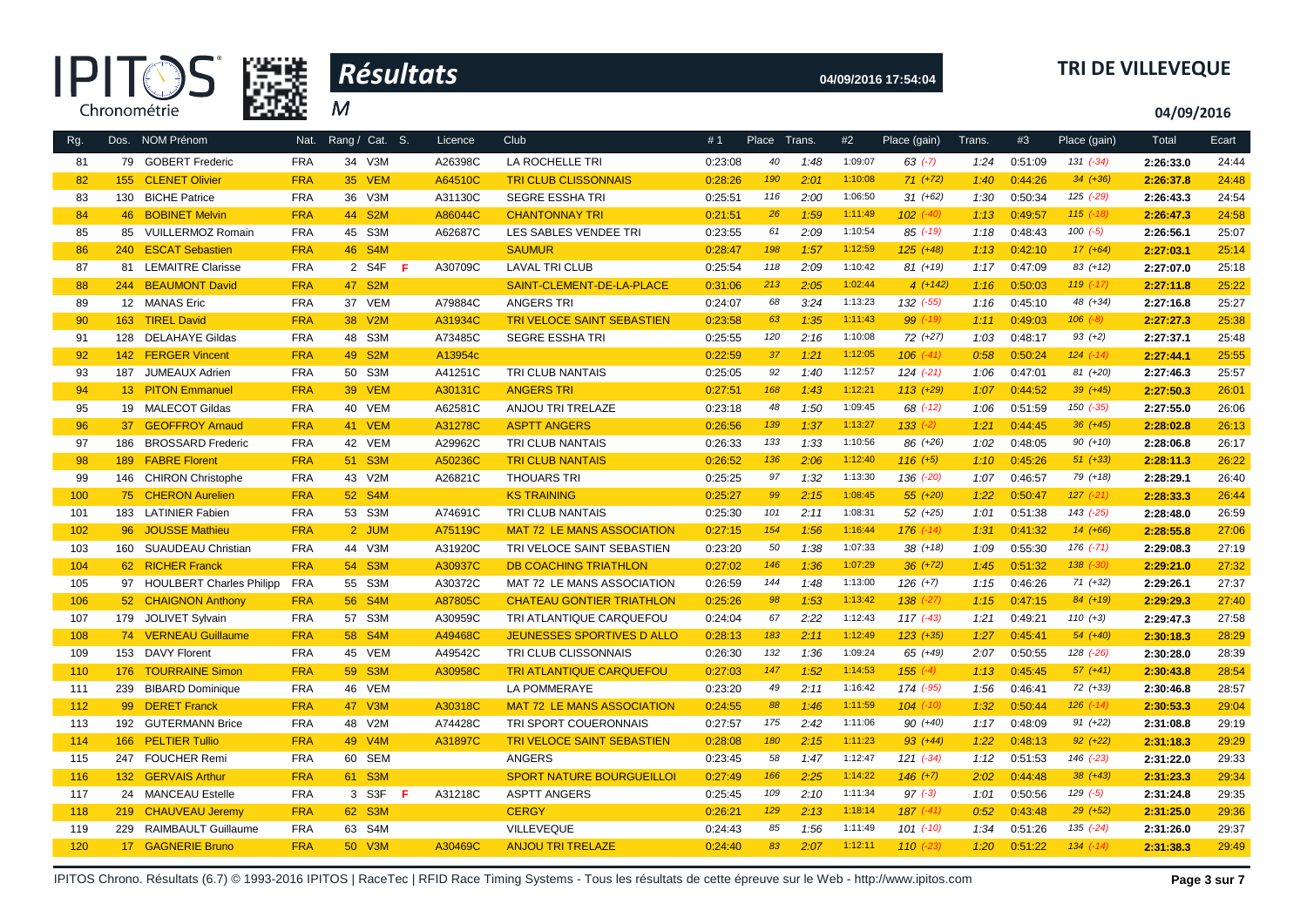# Résultats

**TRI DE VILLEVEQUE**

04/09/2016 17:54:04

M

04/09/2016

| Rg. | Dos. | NOM Prénom | Nat. | Rang / Cat. | S. | Licence | Club | #1 | Place | Trans. | #2 | Place (gain) | Trans. | #3 | Place (gain) | Total | Ecart |
|---|---|---|---|---|---|---|---|---|---|---|---|---|---|---|---|---|---|
| 81 | 79 | GOBERT Frederic | FRA | 34 V3M | | A26398C | LA ROCHELLE TRI | 0:23:08 | 40 | 1:48 | 1:09:07 | 63 (-7) | 1:24 | 0:51:09 | 131 (-34) | 2:26:33.0 | 24:44 |
| 82 | 155 | CLENET Olivier | FRA | 35 VEM | | A64510C | TRI CLUB CLISSONNAIS | 0:28:26 | 190 | 2:01 | 1:10:08 | 71 (+72) | 1:40 | 0:44:26 | 34 (+36) | 2:26:37.8 | 24:48 |
| 83 | 130 | BICHE Patrice | FRA | 36 V3M | | A31130C | SEGRE ESSHA TRI | 0:25:51 | 116 | 2:00 | 1:06:50 | 31 (+62) | 1:30 | 0:50:34 | 125 (-29) | 2:26:43.3 | 24:54 |
| 84 | 46 | BOBINET Melvin | FRA | 44 S2M | | A86044C | CHANTONNAY TRI | 0:21:51 | 26 | 1:59 | 1:11:49 | 102 (-40) | 1:13 | 0:49:57 | 115 (-18) | 2:26:47.3 | 24:58 |
| 85 | 85 | VUILLERMOZ Romain | FRA | 45 S3M | | A62687C | LES SABLES VENDEE TRI | 0:23:55 | 61 | 2:09 | 1:10:54 | 85 (-19) | 1:18 | 0:48:43 | 100 (-5) | 2:26:56.1 | 25:07 |
| 86 | 240 | ESCAT Sebastien | FRA | 46 S4M | | | SAUMUR | 0:28:47 | 198 | 1:57 | 1:12:59 | 125 (+48) | 1:13 | 0:42:10 | 17 (+64) | 2:27:03.1 | 25:14 |
| 87 | 81 | LEMAITRE Clarisse | FRA | 2 S4F | F | A30709C | LAVAL TRI CLUB | 0:25:54 | 118 | 2:09 | 1:10:42 | 81 (+19) | 1:17 | 0:47:09 | 83 (+12) | 2:27:07.0 | 25:18 |
| 88 | 244 | BEAUMONT David | FRA | 47 S2M | | | SAINT-CLEMENT-DE-LA-PLACE | 0:31:06 | 213 | 2:05 | 1:02:44 | 4 (+142) | 1:16 | 0:50:03 | 119 (-17) | 2:27:11.8 | 25:22 |
| 89 | 12 | MANAS Eric | FRA | 37 VEM | | A79884C | ANGERS TRI | 0:24:07 | 68 | 3:24 | 1:13:23 | 132 (-55) | 1:16 | 0:45:10 | 48 (+34) | 2:27:16.8 | 25:27 |
| 90 | 163 | TIREL David | FRA | 38 V2M | | A31934C | TRI VELOCE SAINT SEBASTIEN | 0:23:58 | 63 | 1:35 | 1:11:43 | 99 (-19) | 1:11 | 0:49:03 | 106 (-8) | 2:27:27.3 | 25:38 |
| 91 | 128 | DELAHAYE Gildas | FRA | 48 S3M | | A73485C | SEGRE ESSHA TRI | 0:25:55 | 120 | 2:16 | 1:10:08 | 72 (+27) | 1:03 | 0:48:17 | 93 (+2) | 2:27:37.1 | 25:48 |
| 92 | 142 | FERGER Vincent | FRA | 49 S2M | | A13954c | | 0:22:59 | 37 | 1:21 | 1:12:05 | 106 (-41) | 0:58 | 0:50:24 | 124 (-14) | 2:27:44.1 | 25:55 |
| 93 | 187 | JUMEAUX Adrien | FRA | 50 S3M | | A41251C | TRI CLUB NANTAIS | 0:25:05 | 92 | 1:40 | 1:12:57 | 124 (-21) | 1:06 | 0:47:01 | 81 (+20) | 2:27:46.3 | 25:57 |
| 94 | 13 | PITON Emmanuel | FRA | 39 VEM | | A30131C | ANGERS TRI | 0:27:51 | 168 | 1:43 | 1:12:21 | 113 (+29) | 1:07 | 0:44:52 | 39 (+45) | 2:27:50.3 | 26:01 |
| 95 | 19 | MALECOT Gildas | FRA | 40 VEM | | A62581C | ANJOU TRI TRELAZE | 0:23:18 | 48 | 1:50 | 1:09:45 | 68 (-12) | 1:06 | 0:51:59 | 150 (-35) | 2:27:55.0 | 26:06 |
| 96 | 37 | GEOFFROY Arnaud | FRA | 41 VEM | | A31278C | ASPTT ANGERS | 0:26:56 | 139 | 1:37 | 1:13:27 | 133 (-2) | 1:21 | 0:44:45 | 36 (+45) | 2:28:02.8 | 26:13 |
| 97 | 186 | BROSSARD Frederic | FRA | 42 VEM | | A29962C | TRI CLUB NANTAIS | 0:26:33 | 133 | 1:33 | 1:10:56 | 86 (+26) | 1:02 | 0:48:05 | 90 (+10) | 2:28:06.8 | 26:17 |
| 98 | 189 | FABRE Florent | FRA | 51 S3M | | A50236C | TRI CLUB NANTAIS | 0:26:52 | 136 | 2:06 | 1:12:40 | 116 (+5) | 1:10 | 0:45:26 | 51 (+33) | 2:28:11.3 | 26:22 |
| 99 | 146 | CHIRON Christophe | FRA | 43 V2M | | A26821C | THOUARS TRI | 0:25:25 | 97 | 1:32 | 1:13:30 | 136 (-20) | 1:07 | 0:46:57 | 79 (+18) | 2:28:29.1 | 26:40 |
| 100 | 75 | CHERON Aurelien | FRA | 52 S4M | | | KS TRAINING | 0:25:27 | 99 | 2:15 | 1:08:45 | 55 (+20) | 1:22 | 0:50:47 | 127 (-21) | 2:28:33.3 | 26:44 |
| 101 | 183 | LATINIER Fabien | FRA | 53 S3M | | A74691C | TRI CLUB NANTAIS | 0:25:30 | 101 | 2:11 | 1:08:31 | 52 (+25) | 1:01 | 0:51:38 | 143 (-25) | 2:28:48.0 | 26:59 |
| 102 | 96 | JOUSSE Mathieu | FRA | 2 JUM | | A75119C | MAT 72 LE MANS ASSOCIATION | 0:27:15 | 154 | 1:56 | 1:16:44 | 176 (-14) | 1:31 | 0:41:32 | 14 (+66) | 2:28:55.8 | 27:06 |
| 103 | 160 | SUAUDEAU Christian | FRA | 44 V3M | | A31920C | TRI VELOCE SAINT SEBASTIEN | 0:23:20 | 50 | 1:38 | 1:07:33 | 38 (+18) | 1:09 | 0:55:30 | 176 (-71) | 2:29:08.3 | 27:19 |
| 104 | 62 | RICHER Franck | FRA | 54 S3M | | A30937C | DB COACHING TRIATHLON | 0:27:02 | 146 | 1:36 | 1:07:29 | 36 (+72) | 1:45 | 0:51:32 | 138 (-30) | 2:29:21.0 | 27:32 |
| 105 | 97 | HOULBERT Charles Philipp | FRA | 55 S3M | | A30372C | MAT 72 LE MANS ASSOCIATION | 0:26:59 | 144 | 1:48 | 1:13:00 | 126 (+7) | 1:15 | 0:46:26 | 71 (+32) | 2:29:26.1 | 27:37 |
| 106 | 52 | CHAIGNON Anthony | FRA | 56 S4M | | A87805C | CHATEAU GONTIER TRIATHLON | 0:25:26 | 98 | 1:53 | 1:13:42 | 138 (-27) | 1:15 | 0:47:15 | 84 (+19) | 2:29:29.3 | 27:40 |
| 107 | 179 | JOLIVET Sylvain | FRA | 57 S3M | | A30959C | TRI ATLANTIQUE CARQUEFOU | 0:24:04 | 67 | 2:22 | 1:12:43 | 117 (-43) | 1:21 | 0:49:21 | 110 (+3) | 2:29:47.3 | 27:58 |
| 108 | 74 | VERNEAU Guillaume | FRA | 58 S4M | | A49468C | JEUNESSES SPORTIVES D ALLO | 0:28:13 | 183 | 2:11 | 1:12:49 | 123 (+35) | 1:27 | 0:45:41 | 54 (+40) | 2:30:18.3 | 28:29 |
| 109 | 153 | DAVY Florent | FRA | 45 VEM | | A49542C | TRI CLUB CLISSONNAIS | 0:26:30 | 132 | 1:36 | 1:09:24 | 65 (+49) | 2:07 | 0:50:55 | 128 (-26) | 2:30:28.0 | 28:39 |
| 110 | 176 | TOURRAINE Simon | FRA | 59 S3M | | A30958C | TRI ATLANTIQUE CARQUEFOU | 0:27:03 | 147 | 1:52 | 1:14:53 | 155 (-4) | 1:13 | 0:45:45 | 57 (+41) | 2:30:43.8 | 28:54 |
| 111 | 239 | BIBARD Dominique | FRA | 46 VEM | | | LA POMMERAYE | 0:23:20 | 49 | 2:11 | 1:16:42 | 174 (-95) | 1:56 | 0:46:41 | 72 (+33) | 2:30:46.8 | 28:57 |
| 112 | 99 | DERET Franck | FRA | 47 V3M | | A30318C | MAT 72 LE MANS ASSOCIATION | 0:24:55 | 88 | 1:46 | 1:11:59 | 104 (-10) | 1:32 | 0:50:44 | 126 (-14) | 2:30:53.3 | 29:04 |
| 113 | 192 | GUTERMANN Brice | FRA | 48 V2M | | A74428C | TRI SPORT COUERONNAIS | 0:27:57 | 175 | 2:42 | 1:11:06 | 90 (+40) | 1:17 | 0:48:09 | 91 (+22) | 2:31:08.8 | 29:19 |
| 114 | 166 | PELTIER Tullio | FRA | 49 V4M | | A31897C | TRI VELOCE SAINT SEBASTIEN | 0:28:08 | 180 | 2:15 | 1:11:23 | 93 (+44) | 1:22 | 0:48:13 | 92 (+22) | 2:31:18.3 | 29:29 |
| 115 | 247 | FOUCHER Remi | FRA | 60 SEM | | | ANGERS | 0:23:45 | 58 | 1:47 | 1:12:47 | 121 (-34) | 1:12 | 0:51:53 | 146 (-23) | 2:31:22.0 | 29:33 |
| 116 | 132 | GERVAIS Arthur | FRA | 61 S3M | | | SPORT NATURE BOURGUEILLOI | 0:27:49 | 166 | 2:25 | 1:14:22 | 146 (+7) | 2:02 | 0:44:48 | 38 (+43) | 2:31:23.3 | 29:34 |
| 117 | 24 | MANCEAU Estelle | FRA | 3 S3F | F | A31218C | ASPTT ANGERS | 0:25:45 | 109 | 2:10 | 1:11:34 | 97 (-3) | 1:01 | 0:50:56 | 129 (-5) | 2:31:24.8 | 29:35 |
| 118 | 219 | CHAUVEAU Jeremy | FRA | 62 S3M | | | CERGY | 0:26:21 | 129 | 2:13 | 1:18:14 | 187 (-41) | 0:52 | 0:43:48 | 29 (+52) | 2:31:25.0 | 29:36 |
| 119 | 229 | RAIMBAULT Guillaume | FRA | 63 S4M | | | VILLEVEQUE | 0:24:43 | 85 | 1:56 | 1:11:49 | 101 (-10) | 1:34 | 0:51:26 | 135 (-24) | 2:31:26.0 | 29:37 |
| 120 | 17 | GAGNERIE Bruno | FRA | 50 V3M | | A30469C | ANJOU TRI TRELAZE | 0:24:40 | 83 | 2:07 | 1:12:11 | 110 (-23) | 1:20 | 0:51:22 | 134 (-14) | 2:31:38.3 | 29:49 |

IPITOS Chrono. Résultats (6.7) © 1993-2016 IPITOS | RaceTec | RFID Race Timing Systems - Tous les résultats de cette épreuve sur le Web - http://www.ipitos.com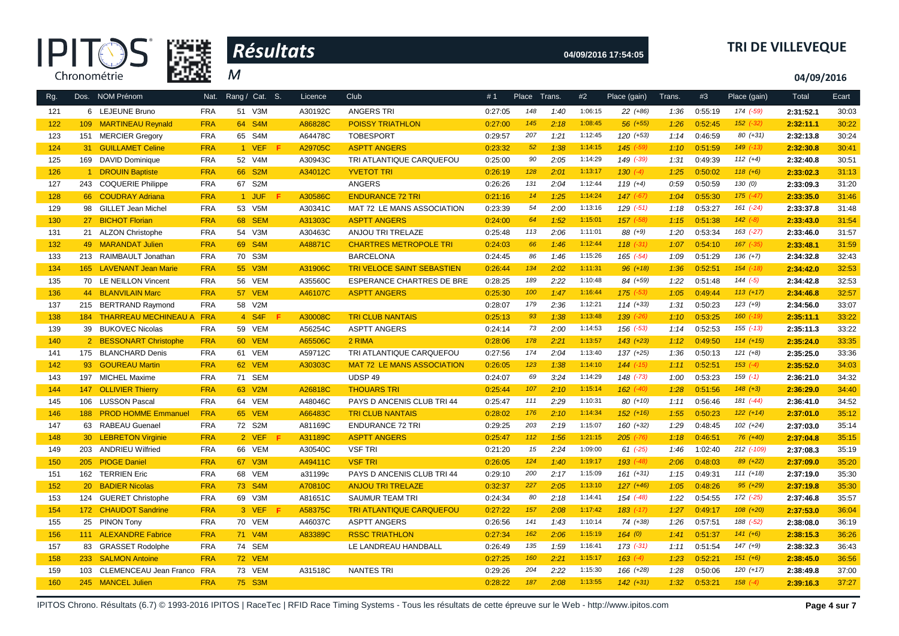# Résultats

M

TRI DE VILLEVEQUE

04/09/2016 17:54:05

04/09/2016

| Rg. | Dos. | NOM Prénom | Nat. | Rang / Cat. | S. | Licence | Club | #1 | Place | Trans. | #2 | Place (gain) | Trans. | #3 | Place (gain) | Total | Ecart |
|---|---|---|---|---|---|---|---|---|---|---|---|---|---|---|---|---|---|
| 121 | 6 | LEJEUNE Bruno | FRA | 51 V3M | | A30192C | ANGERS TRI | 0:27:05 | 148 | 1:40 | 1:06:15 | 22 (+86) | 1:36 | 0:55:19 | 174 (-59) | 2:31:52.1 | 30:03 |
| 122 | 109 | MARTINEAU Reynald | FRA | 64 S4M | | A86828C | POISSY TRIATHLON | 0:27:00 | 145 | 2:18 | 1:08:45 | 56 (+55) | 1:26 | 0:52:45 | 152 (-32) | 2:32:11.1 | 30:22 |
| 123 | 151 | MERCIER Gregory | FRA | 65 S4M | | A64478C | TOBESPORT | 0:29:57 | 207 | 1:21 | 1:12:45 | 120 (+53) | 1:14 | 0:46:59 | 80 (+31) | 2:32:13.8 | 30:24 |
| 124 | 31 | GUILLAMET Celine | FRA | 1 VEF | F | A29705C | ASPTT ANGERS | 0:23:32 | 52 | 1:38 | 1:14:15 | 145 (-59) | 1:10 | 0:51:59 | 149 (-13) | 2:32:30.8 | 30:41 |
| 125 | 169 | DAVID Dominique | FRA | 52 V4M | | A30943C | TRI ATLANTIQUE CARQUEFOU | 0:25:00 | 90 | 2:05 | 1:14:29 | 149 (-39) | 1:31 | 0:49:39 | 112 (+4) | 2:32:40.8 | 30:51 |
| 126 | 1 | DROUIN Baptiste | FRA | 66 S2M | | A34012C | YVETOT TRI | 0:26:19 | 128 | 2:01 | 1:13:17 | 130 (-4) | 1:25 | 0:50:02 | 118 (+6) | 2:33:02.3 | 31:13 |
| 127 | 243 | COQUERIE Philippe | FRA | 67 S2M | | | ANGERS | 0:26:26 | 131 | 2:04 | 1:12:44 | 119 (+4) | 0:59 | 0:50:59 | 130 (0) | 2:33:09.3 | 31:20 |
| 128 | 66 | COUDRAY Adriana | FRA | 1 JUF | F | A30586C | ENDURANCE 72 TRI | 0:21:16 | 14 | 1:25 | 1:14:24 | 147 (-67) | 1:04 | 0:55:30 | 175 (-47) | 2:33:35.0 | 31:46 |
| 129 | 98 | GILLET Jean Michel | FRA | 53 V5M | | A30341C | MAT 72 LE MANS ASSOCIATION | 0:23:39 | 54 | 2:00 | 1:13:16 | 129 (-51) | 1:18 | 0:53:27 | 161 (-24) | 2:33:37.8 | 31:48 |
| 130 | 27 | BICHOT Florian | FRA | 68 SEM | | A31303C | ASPTT ANGERS | 0:24:00 | 64 | 1:52 | 1:15:01 | 157 (-58) | 1:15 | 0:51:38 | 142 (-8) | 2:33:43.0 | 31:54 |
| 131 | 21 | ALZON Christophe | FRA | 54 V3M | | A30463C | ANJOU TRI TRELAZE | 0:25:48 | 113 | 2:06 | 1:11:01 | 88 (+9) | 1:20 | 0:53:34 | 163 (-27) | 2:33:46.0 | 31:57 |
| 132 | 49 | MARANDAT Julien | FRA | 69 S4M | | A48871C | CHARTRES METROPOLE TRI | 0:24:03 | 66 | 1:46 | 1:12:44 | 118 (-31) | 1:07 | 0:54:10 | 167 (-35) | 2:33:48.1 | 31:59 |
| 133 | 213 | RAIMBAULT Jonathan | FRA | 70 S3M | | | BARCELONA | 0:24:45 | 86 | 1:46 | 1:15:26 | 165 (-54) | 1:09 | 0:51:29 | 136 (+7) | 2:34:32.8 | 32:43 |
| 134 | 165 | LAVENANT Jean Marie | FRA | 55 V3M | | A31906C | TRI VELOCE SAINT SEBASTIEN | 0:26:44 | 134 | 2:02 | 1:11:31 | 96 (+18) | 1:36 | 0:52:51 | 154 (-18) | 2:34:42.0 | 32:53 |
| 135 | 70 | LE NEILLON Vincent | FRA | 56 VEM | | A35560C | ESPERANCE CHARTRES DE BRE | 0:28:25 | 189 | 2:22 | 1:10:48 | 84 (+59) | 1:22 | 0:51:48 | 144 (-5) | 2:34:42.8 | 32:53 |
| 136 | 44 | BLANVILAIN Marc | FRA | 57 VEM | | A46107C | ASPTT ANGERS | 0:25:30 | 100 | 1:47 | 1:16:44 | 175 (-53) | 1:05 | 0:49:44 | 113 (+17) | 2:34:46.8 | 32:57 |
| 137 | 215 | BERTRAND Raymond | FRA | 58 V2M | | | | 0:28:07 | 179 | 2:36 | 1:12:21 | 114 (+33) | 1:31 | 0:50:23 | 123 (+9) | 2:34:56.0 | 33:07 |
| 138 | 184 | THARREAU MECHINEAU A | FRA | 4 S4F | F | A30008C | TRI CLUB NANTAIS | 0:25:13 | 93 | 1:38 | 1:13:48 | 139 (-26) | 1:10 | 0:53:25 | 160 (-19) | 2:35:11.1 | 33:22 |
| 139 | 39 | BUKOVEC Nicolas | FRA | 59 VEM | | A56254C | ASPTT ANGERS | 0:24:14 | 73 | 2:00 | 1:14:53 | 156 (-53) | 1:14 | 0:52:53 | 155 (-13) | 2:35:11.3 | 33:22 |
| 140 | 2 | BESSONART Christophe | FRA | 60 VEM | | A65506C | 2 RIMA | 0:28:06 | 178 | 2:21 | 1:13:57 | 143 (+23) | 1:12 | 0:49:50 | 114 (+15) | 2:35:24.0 | 33:35 |
| 141 | 175 | BLANCHARD Denis | FRA | 61 VEM | | A59712C | TRI ATLANTIQUE CARQUEFOU | 0:27:56 | 174 | 2:04 | 1:13:40 | 137 (+25) | 1:36 | 0:50:13 | 121 (+8) | 2:35:25.0 | 33:36 |
| 142 | 93 | GOUREAU Martin | FRA | 62 VEM | | A30303C | MAT 72 LE MANS ASSOCIATION | 0:26:05 | 123 | 1:38 | 1:14:10 | 144 (-15) | 1:11 | 0:52:51 | 153 (-4) | 2:35:52.0 | 34:03 |
| 143 | 197 | MICHEL Maxime | FRA | 71 SEM | | | UDSP 49 | 0:24:07 | 69 | 3:24 | 1:14:29 | 148 (-73) | 1:00 | 0:53:23 | 159 (-1) | 2:36:21.0 | 34:32 |
| 144 | 147 | OLLIVIER Thierry | FRA | 63 V2M | | A26818C | THOUARS TRI | 0:25:44 | 107 | 2:10 | 1:15:14 | 162 (-40) | 1:28 | 0:51:56 | 148 (+3) | 2:36:29.0 | 34:40 |
| 145 | 106 | LUSSON Pascal | FRA | 64 VEM | | A48046C | PAYS D ANCENIS CLUB TRI 44 | 0:25:47 | 111 | 2:29 | 1:10:31 | 80 (+10) | 1:11 | 0:56:46 | 181 (-44) | 2:36:41.0 | 34:52 |
| 146 | 188 | PROD HOMME Emmanuel | FRA | 65 VEM | | A66483C | TRI CLUB NANTAIS | 0:28:02 | 176 | 2:10 | 1:14:34 | 152 (+16) | 1:55 | 0:50:23 | 122 (+14) | 2:37:01.0 | 35:12 |
| 147 | 63 | RABEAU Guenael | FRA | 72 S2M | | A81169C | ENDURANCE 72 TRI | 0:29:25 | 203 | 2:19 | 1:15:07 | 160 (+32) | 1:29 | 0:48:45 | 102 (+24) | 2:37:03.0 | 35:14 |
| 148 | 30 | LEBRETON Virginie | FRA | 2 VEF | F | A31189C | ASPTT ANGERS | 0:25:47 | 112 | 1:56 | 1:21:15 | 205 (-76) | 1:18 | 0:46:51 | 76 (+40) | 2:37:04.8 | 35:15 |
| 149 | 203 | ANDRIEU Wilfried | FRA | 66 VEM | | A30540C | VSF TRI | 0:21:20 | 15 | 2:24 | 1:09:00 | 61 (-25) | 1:46 | 1:02:40 | 212 (-109) | 2:37:08.3 | 35:19 |
| 150 | 205 | PIOGE Daniel | FRA | 67 V3M | | A49411C | VSF TRI | 0:26:05 | 124 | 1:40 | 1:19:17 | 193 (-48) | 2:06 | 0:48:03 | 89 (+22) | 2:37:09.0 | 35:20 |
| 151 | 162 | TERRIEN Eric | FRA | 68 VEM | | a31199c | PAYS D ANCENIS CLUB TRI 44 | 0:29:10 | 200 | 2:17 | 1:15:09 | 161 (+31) | 1:15 | 0:49:31 | 111 (+18) | 2:37:19.0 | 35:30 |
| 152 | 20 | BADIER Nicolas | FRA | 73 S4M | | A70810C | ANJOU TRI TRELAZE | 0:32:37 | 227 | 2:05 | 1:13:10 | 127 (+46) | 1:05 | 0:48:26 | 95 (+29) | 2:37:19.8 | 35:30 |
| 153 | 124 | GUERET Christophe | FRA | 69 V3M | | A81651C | SAUMUR TEAM TRI | 0:24:34 | 80 | 2:18 | 1:14:41 | 154 (-48) | 1:22 | 0:54:55 | 172 (-25) | 2:37:46.8 | 35:57 |
| 154 | 172 | CHAUDOT Sandrine | FRA | 3 VEF | F | A58375C | TRI ATLANTIQUE CARQUEFOU | 0:27:22 | 157 | 2:08 | 1:17:42 | 183 (-17) | 1:27 | 0:49:17 | 108 (+20) | 2:37:53.0 | 36:04 |
| 155 | 25 | PINON Tony | FRA | 70 VEM | | A46037C | ASPTT ANGERS | 0:26:56 | 141 | 1:43 | 1:10:14 | 74 (+38) | 1:26 | 0:57:51 | 188 (-52) | 2:38:08.0 | 36:19 |
| 156 | 111 | ALEXANDRE Fabrice | FRA | 71 V4M | | A83389C | RSSC TRIATHLON | 0:27:34 | 162 | 2:06 | 1:15:19 | 164 (0) | 1:41 | 0:51:37 | 141 (+6) | 2:38:15.3 | 36:26 |
| 157 | 83 | GRASSET Rodolphe | FRA | 74 SEM | | | LE LANDREAU HANDBALL | 0:26:49 | 135 | 1:59 | 1:16:41 | 173 (-31) | 1:11 | 0:51:54 | 147 (+9) | 2:38:32.3 | 36:43 |
| 158 | 233 | SALMON Antoine | FRA | 72 VEM | | | | 0:27:25 | 160 | 2:21 | 1:15:17 | 163 (-4) | 1:23 | 0:52:21 | 151 (+6) | 2:38:45.0 | 36:56 |
| 159 | 103 | CLEMENCEAU Jean Franco | FRA | 73 VEM | | A31518C | NANTES TRI | 0:29:26 | 204 | 2:22 | 1:15:30 | 166 (+28) | 1:28 | 0:50:06 | 120 (+17) | 2:38:49.8 | 37:00 |
| 160 | 245 | MANCEL Julien | FRA | 75 S3M | | | | 0:28:22 | 187 | 2:08 | 1:13:55 | 142 (+31) | 1:32 | 0:53:21 | 158 (-4) | 2:39:16.3 | 37:27 |

IPITOS Chrono. Résultats (6.7) © 1993-2016 IPITOS | RaceTec | RFID Race Timing Systems - Tous les résultats de cette épreuve sur le Web - http://www.ipitos.com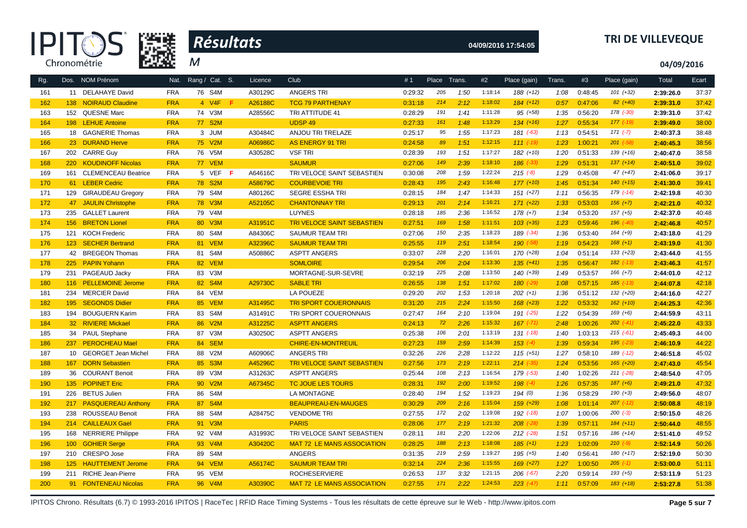# Résultats

**TRI DE VILLEVEQUE**

M

04/09/2016

| Rg. | Dos. | NOM Prénom | Nat. | Rang / Cat. | S. | Licence | Club | #1 | Place | Trans. | #2 | Place (gain) | Trans. | #3 | Place (gain) | Total | Ecart |
|---|---|---|---|---|---|---|---|---|---|---|---|---|---|---|---|---|---|
| 161 | 11 | DELAHAYE David | FRA | 76 S4M | | A30129C | ANGERS TRI | 0:29:32 | 205 | 1:50 | 1:18:14 | 188 (+12) | 1:08 | 0:48:45 | 101 (+32) | 2:39:26.0 | 37:37 |
| 162 | 138 | NOIRAUD Claudine | FRA | 4 V4F | F | A26188C | TCG 79 PARTHENAY | 0:31:18 | 214 | 2:12 | 1:18:02 | 184 (+12) | 0:57 | 0:47:06 | 82 (+40) | 2:39:31.0 | 37:42 |
| 163 | 152 | QUESNE Marc | FRA | 74 V3M | | A28556C | TRI ATTITUDE 41 | 0:28:29 | 191 | 1:41 | 1:11:28 | 95 (+58) | 1:35 | 0:56:20 | 178 (-30) | 2:39:31.0 | 37:42 |
| 164 | 198 | LEHUE Antoine | FRA | 77 S2M | | | UDSP 49 | 0:27:33 | 161 | 1:48 | 1:13:29 | 134 (+16) | 1:27 | 0:55:34 | 177 (-19) | 2:39:49.0 | 38:00 |
| 165 | 18 | GAGNERIE Thomas | FRA | 3 JUM | | A30484C | ANJOU TRI TRELAZE | 0:25:17 | 95 | 1:55 | 1:17:23 | 181 (-63) | 1:13 | 0:54:51 | 171 (-7) | 2:40:37.3 | 38:48 |
| 166 | 23 | DURAND Herve | FRA | 75 V2M | | A06986C | AS ENERGY 91 TRI | 0:24:58 | 89 | 1:51 | 1:12:15 | 111 (-19) | 1:23 | 1:00:21 | 201 (-58) | 2:40:45.3 | 38:56 |
| 167 | 202 | CARRE Guy | FRA | 76 V5M | | A30528C | VSF TRI | 0:28:39 | 193 | 1:51 | 1:17:27 | 182 (+10) | 1:20 | 0:51:33 | 139 (+16) | 2:40:47.0 | 38:58 |
| 168 | 220 | KOUDINOFF Nicolas | FRA | 77 VEM | | | SAUMUR | 0:27:06 | 149 | 2:39 | 1:18:10 | 186 (-33) | 1:29 | 0:51:31 | 137 (+14) | 2:40:51.0 | 39:02 |
| 169 | 161 | CLEMENCEAU Beatrice | FRA | 5 VEF | F | A64616C | TRI VELOCE SAINT SEBASTIEN | 0:30:08 | 208 | 1:59 | 1:22:24 | 215 (-8) | 1:29 | 0:45:08 | 47 (+47) | 2:41:06.0 | 39:17 |
| 170 | 61 | LEBER Cedric | FRA | 78 S2M | | A58679C | COURBEVOIE TRI | 0:28:43 | 195 | 2:43 | 1:16:48 | 177 (+10) | 1:45 | 0:51:34 | 140 (+15) | 2:41:30.0 | 39:41 |
| 171 | 129 | GIRAUDEAU Gregory | FRA | 79 S4M | | A80126C | SEGRE ESSHA TRI | 0:28:15 | 184 | 1:47 | 1:14:33 | 151 (+27) | 1:11 | 0:56:35 | 179 (-14) | 2:42:19.8 | 40:30 |
| 172 | 47 | JAULIN Christophe | FRA | 78 V3M | | A52105C | CHANTONNAY TRI | 0:29:13 | 201 | 2:14 | 1:16:21 | 171 (+22) | 1:33 | 0:53:03 | 156 (+7) | 2:42:21.0 | 40:32 |
| 173 | 235 | GALLET Laurent | FRA | 79 V4M | | | LUYNES | 0:28:18 | 185 | 2:36 | 1:16:52 | 178 (+7) | 1:34 | 0:53:20 | 157 (+5) | 2:42:37.0 | 40:48 |
| 174 | 156 | BRETON Lionel | FRA | 80 V3M | | A31951C | TRI VELOCE SAINT SEBASTIEN | 0:27:51 | 169 | 1:58 | 1:11:51 | 103 (+35) | 1:23 | 0:59:46 | 196 (-40) | 2:42:46.8 | 40:57 |
| 175 | 121 | KOCH Frederic | FRA | 80 S4M | | A84306C | SAUMUR TEAM TRI | 0:27:06 | 150 | 2:35 | 1:18:23 | 189 (-34) | 1:36 | 0:53:40 | 164 (+9) | 2:43:18.0 | 41:29 |
| 176 | 123 | SECHER Bertrand | FRA | 81 VEM | | A32396C | SAUMUR TEAM TRI | 0:25:55 | 119 | 2:51 | 1:18:54 | 190 (-58) | 1:19 | 0:54:23 | 168 (+1) | 2:43:19.0 | 41:30 |
| 177 | 42 | BREGEON Thomas | FRA | 81 S4M | | A50886C | ASPTT ANGERS | 0:33:07 | 228 | 2:20 | 1:16:01 | 170 (+28) | 1:04 | 0:51:14 | 133 (+23) | 2:43:44.0 | 41:55 |
| 178 | 225 | PAPIN Yohann | FRA | 82 VEM | | | SOMLOIRE | 0:29:54 | 206 | 2:04 | 1:13:30 | 135 (+41) | 1:35 | 0:56:47 | 182 (-13) | 2:43:46.3 | 41:57 |
| 179 | 231 | PAGEAUD Jacky | FRA | 83 V3M | | | MORTAGNE-SUR-SEVRE | 0:32:19 | 225 | 2:08 | 1:13:50 | 140 (+39) | 1:49 | 0:53:57 | 166 (+7) | 2:44:01.0 | 42:12 |
| 180 | 116 | PELLEMOINE Jerome | FRA | 82 S4M | | A29730C | SABLE TRI | 0:26:55 | 138 | 1:51 | 1:17:02 | 180 (-29) | 1:08 | 0:57:15 | 185 (-13) | 2:44:07.8 | 42:18 |
| 181 | 234 | MERCIER David | FRA | 84 VEM | | | LA POUEZE | 0:29:20 | 202 | 1:53 | 1:20:18 | 202 (+1) | 1:36 | 0:51:12 | 132 (+20) | 2:44:16.0 | 42:27 |
| 182 | 195 | SEGONDS Didier | FRA | 85 VEM | | A31495C | TRI SPORT COUERONNAIS | 0:31:20 | 215 | 2:24 | 1:15:50 | 168 (+23) | 1:22 | 0:53:32 | 162 (+10) | 2:44:25.3 | 42:36 |
| 183 | 194 | BOUGUERN Karim | FRA | 83 S4M | | A31491C | TRI SPORT COUERONNAIS | 0:27:47 | 164 | 2:10 | 1:19:04 | 191 (-25) | 1:22 | 0:54:39 | 169 (+6) | 2:44:59.9 | 43:11 |
| 184 | 32 | RIVIERE Mickael | FRA | 86 V2M | | A31225C | ASPTT ANGERS | 0:24:13 | 72 | 2:26 | 1:15:32 | 167 (-71) | 2:48 | 1:00:26 | 202 (-41) | 2:45:22.0 | 43:33 |
| 185 | 34 | PAUL Stephane | FRA | 87 V3M | | A30250C | ASPTT ANGERS | 0:25:38 | 106 | 2:01 | 1:13:19 | 131 (-18) | 1:40 | 1:03:13 | 215 (-61) | 2:45:49.3 | 44:00 |
| 186 | 237 | PEROCHEAU Mael | FRA | 84 SEM | | | CHIRE-EN-MONTREUIL | 0:27:23 | 159 | 2:59 | 1:14:39 | 153 (-4) | 1:39 | 0:59:34 | 195 (-23) | 2:46:10.9 | 44:22 |
| 187 | 10 | GEORGET Jean Michel | FRA | 88 V2M | | A60906C | ANGERS TRI | 0:32:26 | 226 | 2:28 | 1:12:22 | 115 (+51) | 1:27 | 0:58:10 | 189 (-12) | 2:46:51.8 | 45:02 |
| 188 | 167 | DORN Sebastien | FRA | 85 S3M | | A45296C | TRI VELOCE SAINT SEBASTIEN | 0:27:56 | 173 | 2:19 | 1:22:11 | 214 (-35) | 1:24 | 0:53:56 | 165 (+20) | 2:47:43.0 | 45:54 |
| 189 | 36 | COURANT Benoit | FRA | 89 V3M | | A31263C | ASPTT ANGERS | 0:25:44 | 108 | 2:13 | 1:16:54 | 179 (-53) | 1:40 | 1:02:26 | 211 (-28) | 2:48:54.0 | 47:05 |
| 190 | 135 | POPINET Eric | FRA | 90 V2M | | A67345C | TC JOUE LES TOURS | 0:28:31 | 192 | 2:00 | 1:19:52 | 198 (-4) | 1:26 | 0:57:35 | 187 (+6) | 2:49:21.0 | 47:32 |
| 191 | 226 | BETUS Julien | FRA | 86 S4M | | | LA MONTAGNE | 0:28:40 | 194 | 1:52 | 1:19:23 | 194 (0) | 1:36 | 0:58:29 | 190 (+3) | 2:49:56.0 | 48:07 |
| 192 | 217 | PASQUEREAU Anthony | FRA | 87 S4M | | | BEAUPREAU-EN-MAUGES | 0:30:29 | 209 | 2:16 | 1:15:04 | 159 (+29) | 1:08 | 1:01:14 | 207 (-12) | 2:50:08.8 | 48:19 |
| 193 | 238 | ROUSSEAU Benoit | FRA | 88 S4M | | A28475C | VENDOME TRI | 0:27:55 | 172 | 2:02 | 1:19:08 | 192 (-18) | 1:07 | 1:00:06 | 200 (-3) | 2:50:15.0 | 48:26 |
| 194 | 214 | CAILLEAUX Gael | FRA | 91 V3M | | | PARIS | 0:28:06 | 177 | 2:19 | 1:21:32 | 208 (-28) | 1:39 | 0:57:11 | 184 (+11) | 2:50:44.0 | 48:55 |
| 195 | 168 | NERRIERE Philippe | FRA | 92 V4M | | A31993C | TRI VELOCE SAINT SEBASTIEN | 0:28:11 | 181 | 2:20 | 1:22:06 | 212 (-28) | 1:51 | 0:57:16 | 186 (+14) | 2:51:41.0 | 49:52 |
| 196 | 100 | GOHIER Serge | FRA | 93 V4M | | A30420C | MAT 72 LE MANS ASSOCIATION | 0:28:25 | 188 | 2:13 | 1:18:08 | 185 (+1) | 1:23 | 1:02:09 | 210 (-9) | 2:52:14.9 | 50:26 |
| 197 | 210 | CRESPO Jose | FRA | 89 S4M | | | ANGERS | 0:31:35 | 219 | 2:59 | 1:19:27 | 195 (+5) | 1:40 | 0:56:41 | 180 (+17) | 2:52:19.0 | 50:30 |
| 198 | 125 | HAUTTEMENT Jerome | FRA | 94 VEM | | A56174C | SAUMUR TEAM TRI | 0:32:14 | 224 | 2:36 | 1:15:55 | 169 (+27) | 1:27 | 1:00:50 | 205 (-1) | 2:53:00.0 | 51:11 |
| 199 | 211 | RICHE Jean-Pierre | FRA | 95 VEM | | | ROCHESERVIERE | 0:26:53 | 137 | 3:32 | 1:21:15 | 206 (-67) | 2:20 | 0:59:14 | 193 (+5) | 2:53:11.9 | 51:23 |
| 200 | 91 | FONTENEAU Nicolas | FRA | 96 V4M | | A30390C | MAT 72 LE MANS ASSOCIATION | 0:27:55 | 171 | 2:22 | 1:24:53 | 223 (-47) | 1:11 | 0:57:09 | 183 (+18) | 2:53:27.8 | 51:38 |

IPITOS Chrono. Résultats (6.7) © 1993-2016 IPITOS | RaceTec | RFID Race Timing Systems - Tous les résultats de cette épreuve sur le Web - http://www.ipitos.com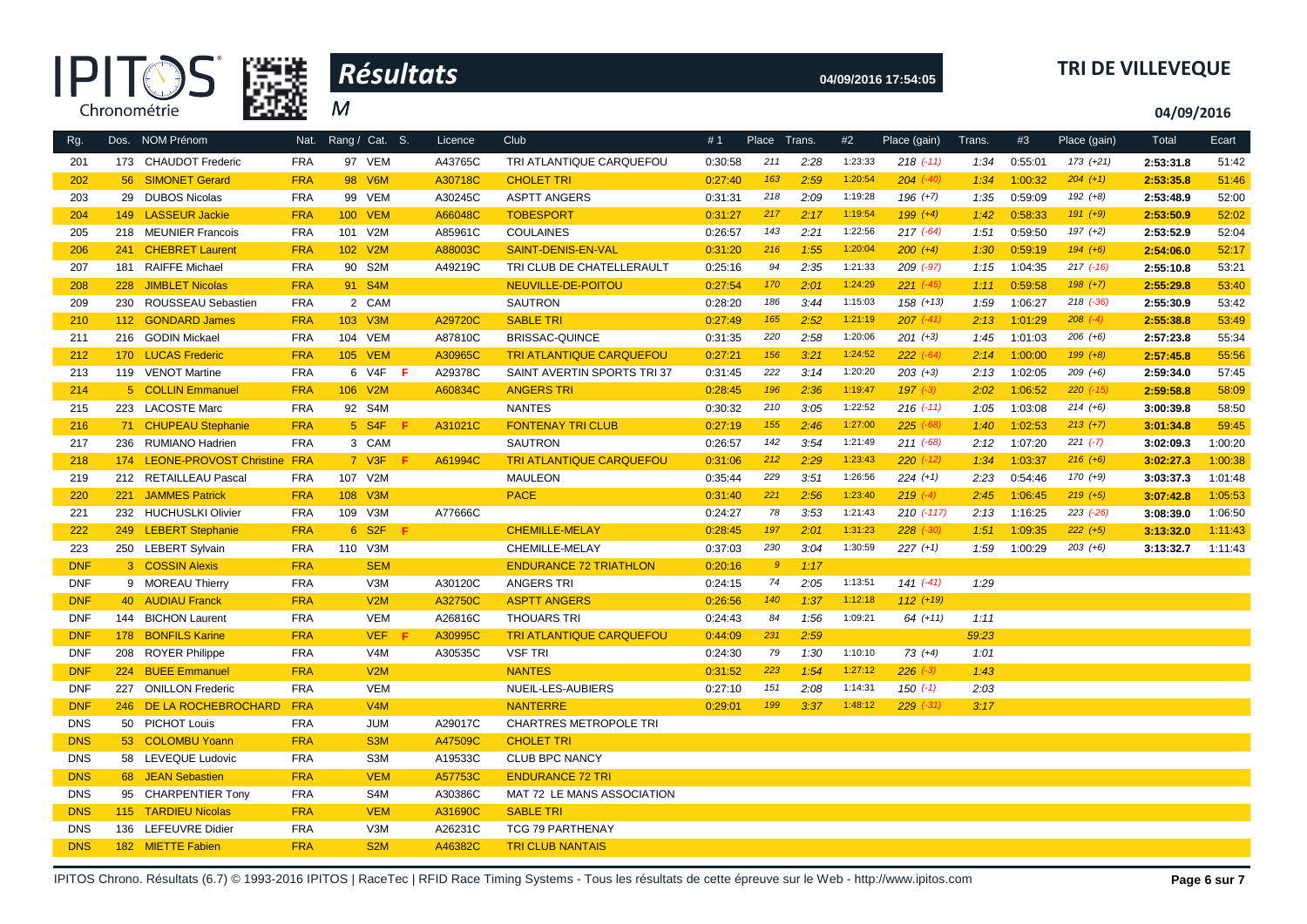# Résultats

M

**TRI DE VILLEVEQUE**

04/09/2016 17:54:05

04/09/2016

| Rg. | Dos. | NOM Prénom | Nat. | Rang / Cat. | S. | Licence | Club | #1 | Place | Trans. | #2 | Place (gain) | Trans. | #3 | Place (gain) | Total | Ecart |
|---|---|---|---|---|---|---|---|---|---|---|---|---|---|---|---|---|---|
| 201 | 173 | CHAUDOT Frederic | FRA | 97 VEM | | A43765C | TRI ATLANTIQUE CARQUEFOU | 0:30:58 | 211 | 2:28 | 1:23:33 | 218 (-11) | 1:34 | 0:55:01 | 173 (+21) | 2:53:31.8 | 51:42 |
| 202 | 56 | SIMONET Gerard | FRA | 98 V6M | | A30718C | CHOLET TRI | 0:27:40 | 163 | 2:59 | 1:20:54 | 204 (-40) | 1:34 | 1:00:32 | 204 (+1) | 2:53:35.8 | 51:46 |
| 203 | 29 | DUBOS Nicolas | FRA | 99 VEM | | A30245C | ASPTT ANGERS | 0:31:31 | 218 | 2:09 | 1:19:28 | 196 (+7) | 1:35 | 0:59:09 | 192 (+8) | 2:53:48.9 | 52:00 |
| 204 | 149 | LASSEUR Jackie | FRA | 100 VEM | | A66048C | TOBESPORT | 0:31:27 | 217 | 2:17 | 1:19:54 | 199 (+4) | 1:42 | 0:58:33 | 191 (+9) | 2:53:50.9 | 52:02 |
| 205 | 218 | MEUNIER Francois | FRA | 101 V2M | | A85961C | COULAINES | 0:26:57 | 143 | 2:21 | 1:22:56 | 217 (-64) | 1:51 | 0:59:50 | 197 (+2) | 2:53:52.9 | 52:04 |
| 206 | 241 | CHEBRET Laurent | FRA | 102 V2M | | A88003C | SAINT-DENIS-EN-VAL | 0:31:20 | 216 | 1:55 | 1:20:04 | 200 (+4) | 1:30 | 0:59:19 | 194 (+6) | 2:54:06.0 | 52:17 |
| 207 | 181 | RAIFFE Michael | FRA | 90 S2M | | A49219C | TRI CLUB DE CHATELLERAULT | 0:25:16 | 94 | 2:35 | 1:21:33 | 209 (-97) | 1:15 | 1:04:35 | 217 (-16) | 2:55:10.8 | 53:21 |
| 208 | 228 | JIMBLET Nicolas | FRA | 91 S4M | | | NEUVILLE-DE-POITOU | 0:27:54 | 170 | 2:01 | 1:24:29 | 221 (-45) | 1:11 | 0:59:58 | 198 (+7) | 2:55:29.8 | 53:40 |
| 209 | 230 | ROUSSEAU Sebastien | FRA | 2 CAM | | | SAUTRON | 0:28:20 | 186 | 3:44 | 1:15:03 | 158 (+13) | 1:59 | 1:06:27 | 218 (-36) | 2:55:30.9 | 53:42 |
| 210 | 112 | GONDARD James | FRA | 103 V3M | | A29720C | SABLE TRI | 0:27:49 | 165 | 2:52 | 1:21:19 | 207 (-41) | 2:13 | 1:01:29 | 208 (-4) | 2:55:38.8 | 53:49 |
| 211 | 216 | GODIN Mickael | FRA | 104 VEM | | A87810C | BRISSAC-QUINCE | 0:31:35 | 220 | 2:58 | 1:20:06 | 201 (+3) | 1:45 | 1:01:03 | 206 (+6) | 2:57:23.8 | 55:34 |
| 212 | 170 | LUCAS Frederic | FRA | 105 VEM | | A30965C | TRI ATLANTIQUE CARQUEFOU | 0:27:21 | 156 | 3:21 | 1:24:52 | 222 (-64) | 2:14 | 1:00:00 | 199 (+8) | 2:57:45.8 | 55:56 |
| 213 | 119 | VENOT Martine | FRA | 6 V4F | F | A29378C | SAINT AVERTIN SPORTS TRI 37 | 0:31:45 | 222 | 3:14 | 1:20:20 | 203 (+3) | 2:13 | 1:02:05 | 209 (+6) | 2:59:34.0 | 57:45 |
| 214 | 5 | COLLIN Emmanuel | FRA | 106 V2M | | A60834C | ANGERS TRI | 0:28:45 | 196 | 2:36 | 1:19:47 | 197 (-3) | 2:02 | 1:06:52 | 220 (-15) | 2:59:58.8 | 58:09 |
| 215 | 223 | LACOSTE Marc | FRA | 92 S4M | | | NANTES | 0:30:32 | 210 | 3:05 | 1:22:52 | 216 (-11) | 1:05 | 1:03:08 | 214 (+6) | 3:00:39.8 | 58:50 |
| 216 | 71 | CHUPEAU Stephanie | FRA | 5 S4F | F | A31021C | FONTENAY TRI CLUB | 0:27:19 | 155 | 2:46 | 1:27:00 | 225 (-68) | 1:40 | 1:02:53 | 213 (+7) | 3:01:34.8 | 59:45 |
| 217 | 236 | RUMIANO Hadrien | FRA | 3 CAM | | | SAUTRON | 0:26:57 | 142 | 3:54 | 1:21:49 | 211 (-68) | 2:12 | 1:07:20 | 221 (-7) | 3:02:09.3 | 1:00:20 |
| 218 | 174 | LEONE-PROVOST Christine | FRA | 7 V3F | F | A61994C | TRI ATLANTIQUE CARQUEFOU | 0:31:06 | 212 | 2:29 | 1:23:43 | 220 (-12) | 1:34 | 1:03:37 | 216 (+6) | 3:02:27.3 | 1:00:38 |
| 219 | 212 | RETAILLEAU Pascal | FRA | 107 V2M | | | MAULEON | 0:35:44 | 229 | 3:51 | 1:26:56 | 224 (+1) | 2:23 | 0:54:46 | 170 (+9) | 3:03:37.3 | 1:01:48 |
| 220 | 221 | JAMMES Patrick | FRA | 108 V3M | | | PACE | 0:31:40 | 221 | 2:56 | 1:23:40 | 219 (-4) | 2:45 | 1:06:45 | 219 (+5) | 3:07:42.8 | 1:05:53 |
| 221 | 232 | HUCHUSLKI Olivier | FRA | 109 V3M | | A77666C | | 0:24:27 | 78 | 3:53 | 1:21:43 | 210 (-117) | 2:13 | 1:16:25 | 223 (-26) | 3:08:39.0 | 1:06:50 |
| 222 | 249 | LEBERT Stephanie | FRA | 6 S2F | F | | CHEMILLE-MELAY | 0:28:45 | 197 | 2:01 | 1:31:23 | 228 (-30) | 1:51 | 1:09:35 | 222 (+5) | 3:13:32.0 | 1:11:43 |
| 223 | 250 | LEBERT Sylvain | FRA | 110 V3M | | | CHEMILLE-MELAY | 0:37:03 | 230 | 3:04 | 1:30:59 | 227 (+1) | 1:59 | 1:00:29 | 203 (+6) | 3:13:32.7 | 1:11:43 |
| DNF | 3 | COSSIN Alexis | FRA | SEM | | | ENDURANCE 72 TRIATHLON | 0:20:16 | 9 | 1:17 | | | | | | | |
| DNF | 9 | MOREAU Thierry | FRA | V3M | | A30120C | ANGERS TRI | 0:24:15 | 74 | 2:05 | 1:13:51 | 141 (-41) | 1:29 | | | | |
| DNF | 40 | AUDIAU Franck | FRA | V2M | | A32750C | ASPTT ANGERS | 0:26:56 | 140 | 1:37 | 1:12:18 | 112 (+19) | | | | | |
| DNF | 144 | BICHON Laurent | FRA | VEM | | A26816C | THOUARS TRI | 0:24:43 | 84 | 1:56 | 1:09:21 | 64 (+11) | 1:11 | | | | |
| DNF | 178 | BONFILS Karine | FRA | VEF | F | A30995C | TRI ATLANTIQUE CARQUEFOU | 0:44:09 | 231 | 2:59 | | | 59:23 | | | | |
| DNF | 208 | ROYER Philippe | FRA | V4M | | A30535C | VSF TRI | 0:24:30 | 79 | 1:30 | 1:10:10 | 73 (+4) | 1:01 | | | | |
| DNF | 224 | BUEE Emmanuel | FRA | V2M | | | NANTES | 0:31:52 | 223 | 1:54 | 1:27:12 | 226 (-3) | 1:43 | | | | |
| DNF | 227 | ONILLON Frederic | FRA | VEM | | | NUEIL-LES-AUBIERS | 0:27:10 | 151 | 2:08 | 1:14:31 | 150 (-1) | 2:03 | | | | |
| DNF | 246 | DE LA ROCHEBROCHARD | FRA | V4M | | | NANTERRE | 0:29:01 | 199 | 3:37 | 1:48:12 | 229 (-31) | 3:17 | | | | |
| DNS | 50 | PICHOT Louis | FRA | JUM | | A29017C | CHARTRES METROPOLE TRI | | | | | | | | | | |
| DNS | 53 | COLOMBU Yoann | FRA | S3M | | A47509C | CHOLET TRI | | | | | | | | | | |
| DNS | 58 | LEVEQUE Ludovic | FRA | S3M | | A19533C | CLUB BPC NANCY | | | | | | | | | | |
| DNS | 68 | JEAN Sebastien | FRA | VEM | | A57753C | ENDURANCE 72 TRI | | | | | | | | | | |
| DNS | 95 | CHARPENTIER Tony | FRA | S4M | | A30386C | MAT 72 LE MANS ASSOCIATION | | | | | | | | | | |
| DNS | 115 | TARDIEU Nicolas | FRA | VEM | | A31690C | SABLE TRI | | | | | | | | | | |
| DNS | 136 | LEFEUVRE Didier | FRA | V3M | | A26231C | TCG 79 PARTHENAY | | | | | | | | | | |
| DNS | 182 | MIETTE Fabien | FRA | S2M | | A46382C | TRI CLUB NANTAIS | | | | | | | | | | |

IPITOS Chrono. Résultats (6.7) © 1993-2016 IPITOS | RaceTec | RFID Race Timing Systems - Tous les résultats de cette épreuve sur le Web - http://www.ipitos.com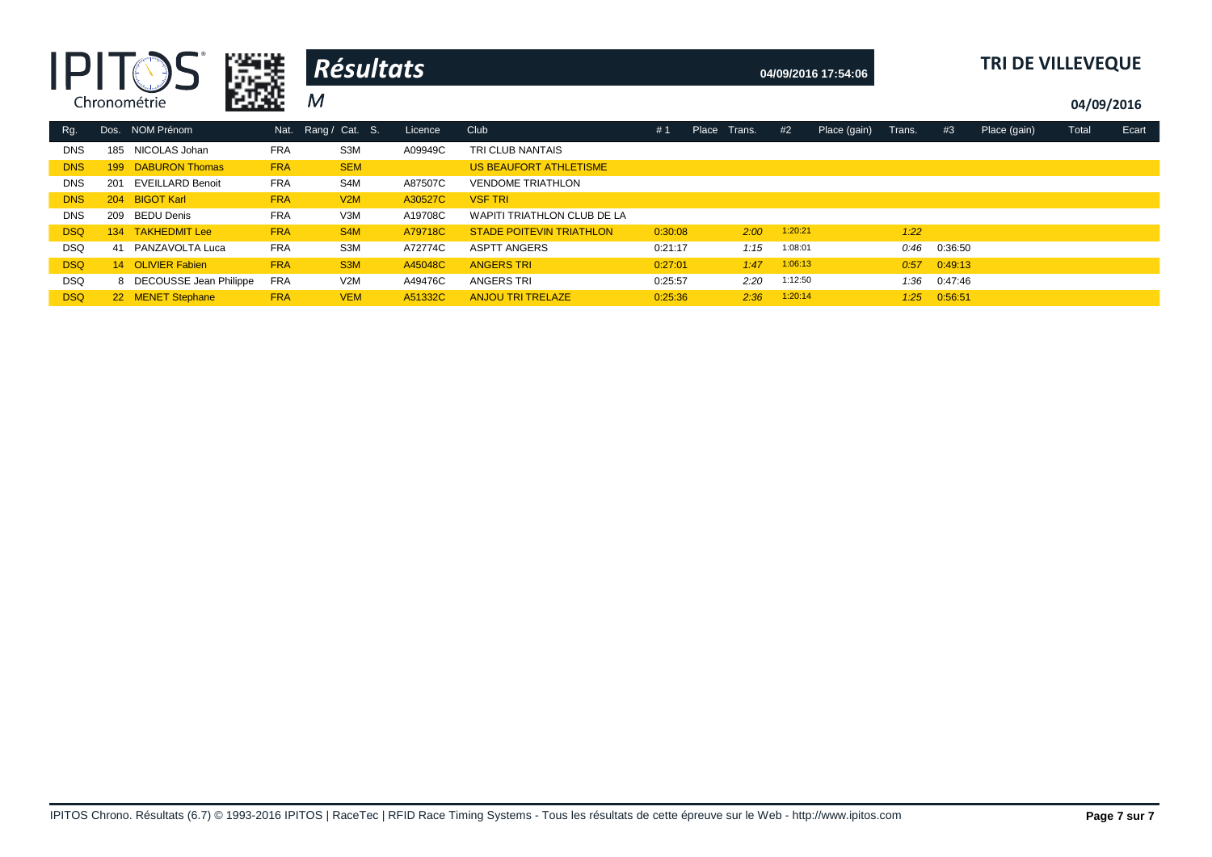# Résultats

**04/09/2016 17:54:06**

**TRI DE VILLEVEQUE**

*M*

**04/09/2016**

| Rg. | Dos. | NOM Prénom | Nat. | Rang / Cat. S. | Licence | Club | # 1 | Place | Trans. | #2 | Place (gain) | Trans. | #3 | Place (gain) | Total | Ecart |
|---|---|---|---|---|---|---|---|---|---|---|---|---|---|---|---|---|
| DNS | 185 | NICOLAS Johan | FRA | S3M | A09949C | TRI CLUB NANTAIS | | | | | | | | | | |
| DNS | 199 | DABURON Thomas | FRA | SEM | | US BEAUFORT ATHLETISME | | | | | | | | | | |
| DNS | 201 | EVEILLARD Benoit | FRA | S4M | A87507C | VENDOME TRIATHLON | | | | | | | | | | |
| DNS | 204 | BIGOT Karl | FRA | V2M | A30527C | VSF TRI | | | | | | | | | | |
| DNS | 209 | BEDU Denis | FRA | V3M | A19708C | WAPITI TRIATHLON CLUB DE LA | | | | | | | | | | |
| DSQ | 134 | TAKHEDMIT Lee | FRA | S4M | A79718C | STADE POITEVIN TRIATHLON | 0:30:08 | | 2:00 | 1:20:21 | | 1:22 | | | | |
| DSQ | 41 | PANZAVOLTA Luca | FRA | S3M | A72774C | ASPTT ANGERS | 0:21:17 | | 1:15 | 1:08:01 | | 0:46 | 0:36:50 | | | |
| DSQ | 14 | OLIVIER Fabien | FRA | S3M | A45048C | ANGERS TRI | 0:27:01 | | 1:47 | 1:06:13 | | 0:57 | 0:49:13 | | | |
| DSQ | 8 | DECOUSSE Jean Philippe | FRA | V2M | A49476C | ANGERS TRI | 0:25:57 | | 2:20 | 1:12:50 | | 1:36 | 0:47:46 | | | |
| DSQ | 22 | MENET Stephane | FRA | VEM | A51332C | ANJOU TRI TRELAZE | 0:25:36 | | 2:36 | 1:20:14 | | 1:25 | 0:56:51 | | | |

IPITOS Chrono. Résultats (6.7) © 1993-2016 IPITOS | RaceTec | RFID Race Timing Systems - Tous les résultats de cette épreuve sur le Web - http://www.ipitos.com